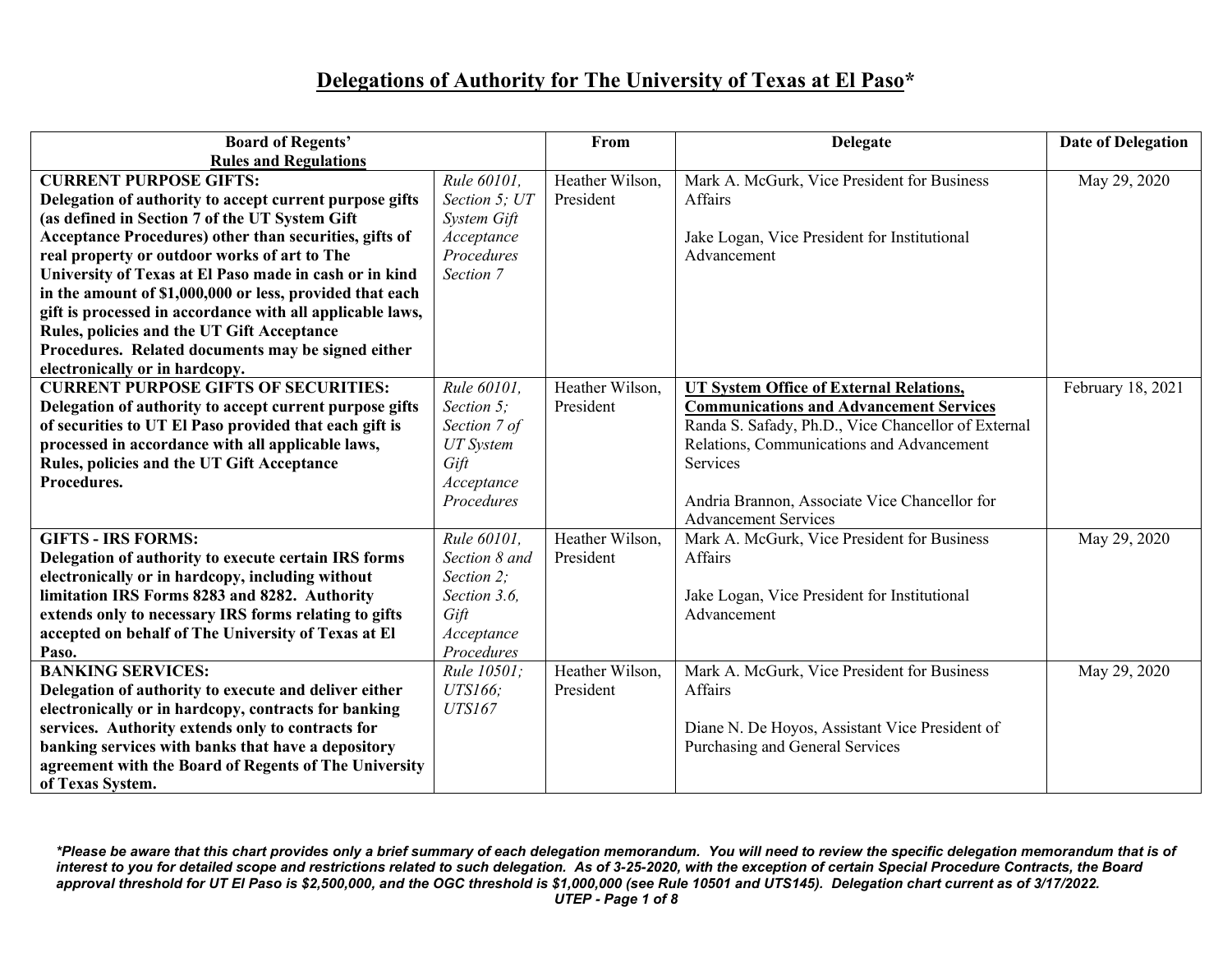# Delegations of Authority for The University of Texas at El Paso*

| Board of Regents' Rules and Regulations | | From | Delegate | Date of Delegation |
|---|---|---|---|---|
| **CURRENT PURPOSE GIFTS: Delegation of authority to accept current purpose gifts (as defined in Section 7 of the UT System Gift Acceptance Procedures) other than securities, gifts of real property or outdoor works of art to The University of Texas at El Paso made in cash or in kind in the amount of $1,000,000 or less, provided that each gift is processed in accordance with all applicable laws, Rules, policies and the UT Gift Acceptance Procedures. Related documents may be signed either electronically or in hardcopy.** | *Rule 60101, Section 5; UT System Gift Acceptance Procedures Section 7* | Heather Wilson, President | Mark A. McGurk, Vice President for Business Affairs<br><br>Jake Logan, Vice President for Institutional Advancement | May 29, 2020 |
| **CURRENT PURPOSE GIFTS OF SECURITIES: Delegation of authority to accept current purpose gifts of securities to UT El Paso provided that each gift is processed in accordance with all applicable laws, Rules, policies and the UT Gift Acceptance Procedures.** | *Rule 60101, Section 5; Section 7 of UT System Gift Acceptance Procedures* | Heather Wilson, President | **UT System Office of External Relations, Communications and Advancement Services**<br>Randa S. Safady, Ph.D., Vice Chancellor of External Relations, Communications and Advancement Services<br><br>Andria Brannon, Associate Vice Chancellor for Advancement Services | February 18, 2021 |
| **GIFTS - IRS FORMS: Delegation of authority to execute certain IRS forms electronically or in hardcopy, including without limitation IRS Forms 8283 and 8282. Authority extends only to necessary IRS forms relating to gifts accepted on behalf of The University of Texas at El Paso.** | *Rule 60101, Section 8 and Section 2; Section 3.6, Gift Acceptance Procedures* | Heather Wilson, President | Mark A. McGurk, Vice President for Business Affairs<br><br>Jake Logan, Vice President for Institutional Advancement | May 29, 2020 |
| **BANKING SERVICES: Delegation of authority to execute and deliver either electronically or in hardcopy, contracts for banking services. Authority extends only to contracts for banking services with banks that have a depository agreement with the Board of Regents of The University of Texas System.** | *Rule 10501; UTS166; UTS167* | Heather Wilson, President | Mark A. McGurk, Vice President for Business Affairs<br><br>Diane N. De Hoyos, Assistant Vice President of Purchasing and General Services | May 29, 2020 |

***Please be aware that this chart provides only a brief summary of each delegation memorandum. You will need to review the specific delegation memorandum that is of interest to you for detailed scope and restrictions related to such delegation. As of 3-25-2020, with the exception of certain Special Procedure Contracts, the Board approval threshold for UT El Paso is $2,500,000, and the OGC threshold is $1,000,000 (see Rule 10501 and UTS145). Delegation chart current as of 3/17/2022.***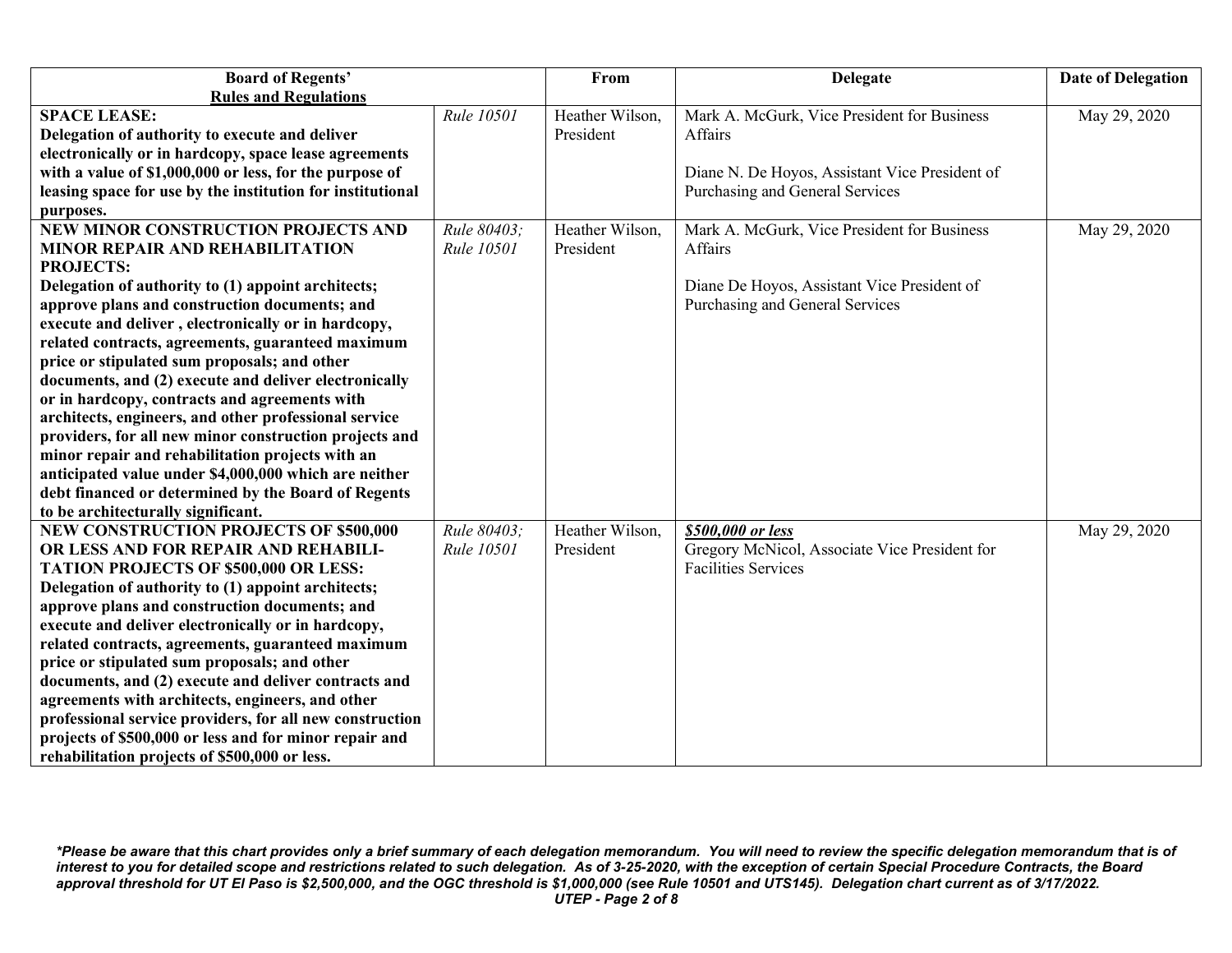| **Board of Regents' Rules and Regulations** | | **From** | **Delegate** | **Date of Delegation** |
|---|---|---|---|---|
| **SPACE LEASE:** **Delegation of authority to execute and deliver electronically or in hardcopy, space lease agreements with a value of $1,000,000 or less, for the purpose of leasing space for use by the institution for institutional purposes.** | *Rule 10501* | Heather Wilson, President | Mark A. McGurk, Vice President for Business Affairs<br><br>Diane N. De Hoyos, Assistant Vice President of Purchasing and General Services | May 29, 2020 |
| **NEW MINOR CONSTRUCTION PROJECTS AND MINOR REPAIR AND REHABILITATION PROJECTS:** **Delegation of authority to (1) appoint architects; approve plans and construction documents; and execute and deliver , electronically or in hardcopy, related contracts, agreements, guaranteed maximum price or stipulated sum proposals; and other documents, and (2) execute and deliver electronically or in hardcopy, contracts and agreements with architects, engineers, and other professional service providers, for all new minor construction projects and minor repair and rehabilitation projects with an anticipated value under $4,000,000 which are neither debt financed or determined by the Board of Regents to be architecturally significant.** | *Rule 80403; Rule 10501* | Heather Wilson, President | Mark A. McGurk, Vice President for Business Affairs<br><br>Diane De Hoyos, Assistant Vice President of Purchasing and General Services | May 29, 2020 |
| **NEW CONSTRUCTION PROJECTS OF $500,000 OR LESS AND FOR REPAIR AND REHABILI-TATION PROJECTS OF $500,000 OR LESS:** **Delegation of authority to (1) appoint architects; approve plans and construction documents; and execute and deliver electronically or in hardcopy, related contracts, agreements, guaranteed maximum price or stipulated sum proposals; and other documents, and (2) execute and deliver contracts and agreements with architects, engineers, and other professional service providers, for all new construction projects of $500,000 or less and for minor repair and rehabilitation projects of $500,000 or less.** | *Rule 80403; Rule 10501* | Heather Wilson, President | ***$500,000 or less***<br>Gregory McNicol, Associate Vice President for Facilities Services | May 29, 2020 |

*\*Please be aware that this chart provides only a brief summary of each delegation memorandum. You will need to review the specific delegation memorandum that is of interest to you for detailed scope and restrictions related to such delegation. As of 3-25-2020, with the exception of certain Special Procedure Contracts, the Board approval threshold for UT El Paso is $2,500,000, and the OGC threshold is $1,000,000 (see Rule 10501 and UTS145). Delegation chart current as of 3/17/2022.*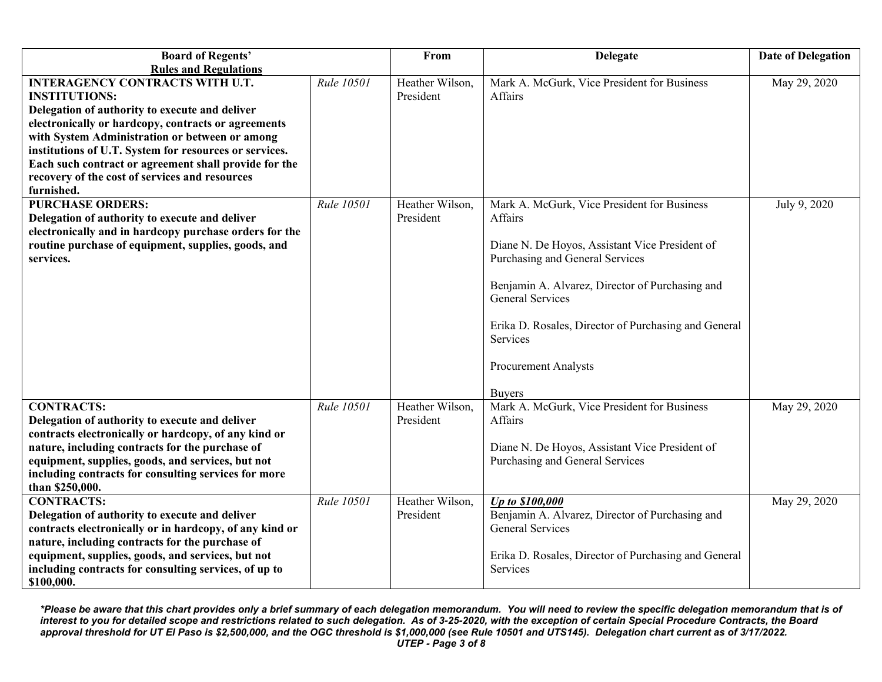| Board of Regents' Rules and Regulations | | From | Delegate | Date of Delegation |
|---|---|---|---|---|
| **INTERAGENCY CONTRACTS WITH U.T. INSTITUTIONS:** **Delegation of authority to execute and deliver electronically or hardcopy, contracts or agreements with System Administration or between or among institutions of U.T. System for resources or services. Each such contract or agreement shall provide for the recovery of the cost of services and resources furnished.** | *Rule 10501* | Heather Wilson, President | Mark A. McGurk, Vice President for Business Affairs | May 29, 2020 |
| **PURCHASE ORDERS:** **Delegation of authority to execute and deliver electronically and in hardcopy purchase orders for the routine purchase of equipment, supplies, goods, and services.** | *Rule 10501* | Heather Wilson, President | Mark A. McGurk, Vice President for Business Affairs<br><br>Diane N. De Hoyos, Assistant Vice President of Purchasing and General Services<br><br>Benjamin A. Alvarez, Director of Purchasing and General Services<br><br>Erika D. Rosales, Director of Purchasing and General Services<br><br>Procurement Analysts<br><br>Buyers | July 9, 2020 |
| **CONTRACTS:** **Delegation of authority to execute and deliver contracts electronically or hardcopy, of any kind or nature, including contracts for the purchase of equipment, supplies, goods, and services, but not including contracts for consulting services for more than $250,000.** | *Rule 10501* | Heather Wilson, President | Mark A. McGurk, Vice President for Business Affairs<br><br>Diane N. De Hoyos, Assistant Vice President of Purchasing and General Services | May 29, 2020 |
| **CONTRACTS:** **Delegation of authority to execute and deliver contracts electronically or in hardcopy, of any kind or nature, including contracts for the purchase of equipment, supplies, goods, and services, but not including contracts for consulting services, of up to $100,000.** | *Rule 10501* | Heather Wilson, President | ***Up to $100,000***<br>Benjamin A. Alvarez, Director of Purchasing and General Services<br><br>Erika D. Rosales, Director of Purchasing and General Services | May 29, 2020 |

***Please be aware that this chart provides only a brief summary of each delegation memorandum. You will need to review the specific delegation memorandum that is of interest to you for detailed scope and restrictions related to such delegation. As of 3-25-2020, with the exception of certain Special Procedure Contracts, the Board approval threshold for UT El Paso is $2,500,000, and the OGC threshold is $1,000,000 (see Rule 10501 and UTS145). Delegation chart current as of 3/17/2022.***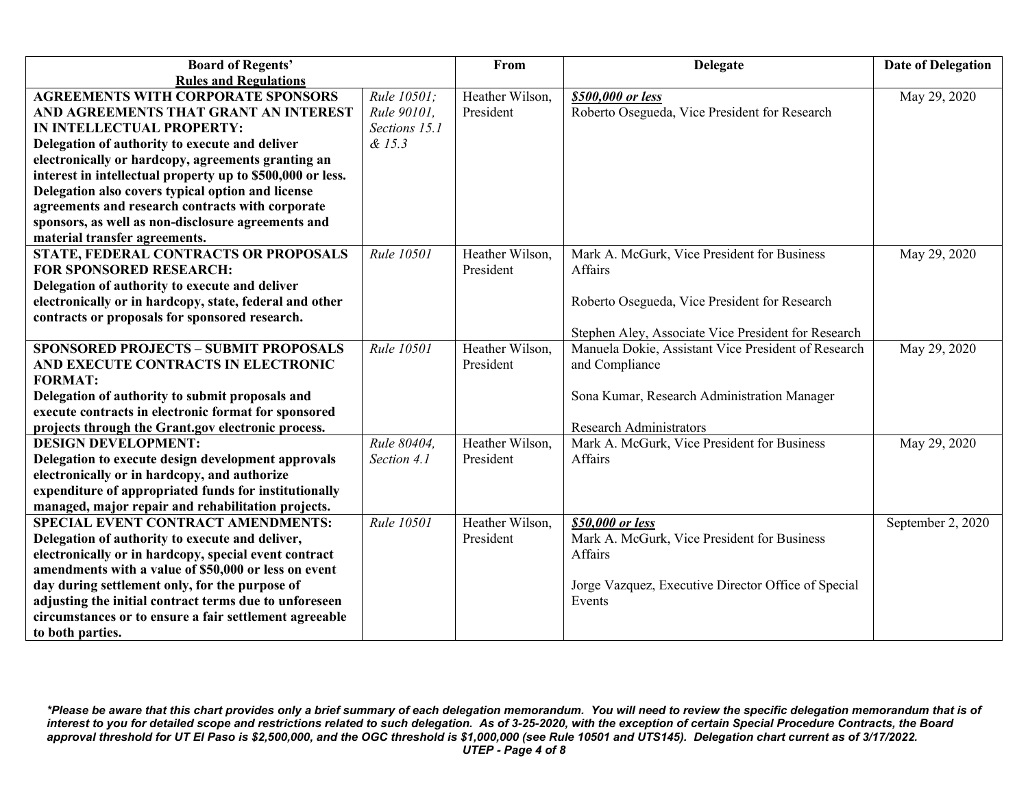| Board of Regents' Rules and Regulations | | From | Delegate | Date of Delegation |
|---|---|---|---|---|
| **AGREEMENTS WITH CORPORATE SPONSORS AND AGREEMENTS THAT GRANT AN INTEREST IN INTELLECTUAL PROPERTY: Delegation of authority to execute and deliver electronically or hardcopy, agreements granting an interest in intellectual property up to $500,000 or less. Delegation also covers typical option and license agreements and research contracts with corporate sponsors, as well as non-disclosure agreements and material transfer agreements.** | *Rule 10501; Rule 90101, Sections 15.1 & 15.3* | Heather Wilson, President | ***$500,000 or less*** Roberto Osegueda, Vice President for Research | May 29, 2020 |
| **STATE, FEDERAL CONTRACTS OR PROPOSALS FOR SPONSORED RESEARCH: Delegation of authority to execute and deliver electronically or in hardcopy, state, federal and other contracts or proposals for sponsored research.** | *Rule 10501* | Heather Wilson, President | Mark A. McGurk, Vice President for Business Affairs<br><br>Roberto Osegueda, Vice President for Research<br><br>Stephen Aley, Associate Vice President for Research | May 29, 2020 |
| **SPONSORED PROJECTS – SUBMIT PROPOSALS AND EXECUTE CONTRACTS IN ELECTRONIC FORMAT: Delegation of authority to submit proposals and execute contracts in electronic format for sponsored projects through the Grant.gov electronic process.** | *Rule 10501* | Heather Wilson, President | Manuela Dokie, Assistant Vice President of Research and Compliance<br><br>Sona Kumar, Research Administration Manager<br><br>Research Administrators | May 29, 2020 |
| **DESIGN DEVELOPMENT: Delegation to execute design development approvals electronically or in hardcopy, and authorize expenditure of appropriated funds for institutionally managed, major repair and rehabilitation projects.** | *Rule 80404, Section 4.1* | Heather Wilson, President | Mark A. McGurk, Vice President for Business Affairs | May 29, 2020 |
| **SPECIAL EVENT CONTRACT AMENDMENTS: Delegation of authority to execute and deliver, electronically or in hardcopy, special event contract amendments with a value of $50,000 or less on event day during settlement only, for the purpose of adjusting the initial contract terms due to unforeseen circumstances or to ensure a fair settlement agreeable to both parties.** | *Rule 10501* | Heather Wilson, President | ***$50,000 or less*** Mark A. McGurk, Vice President for Business Affairs<br><br>Jorge Vazquez, Executive Director Office of Special Events | September 2, 2020 |

***Please be aware that this chart provides only a brief summary of each delegation memorandum. You will need to review the specific delegation memorandum that is of interest to you for detailed scope and restrictions related to such delegation. As of 3-25-2020, with the exception of certain Special Procedure Contracts, the Board approval threshold for UT El Paso is $2,500,000, and the OGC threshold is $1,000,000 (see Rule 10501 and UTS145). Delegation chart current as of 3/17/2022.***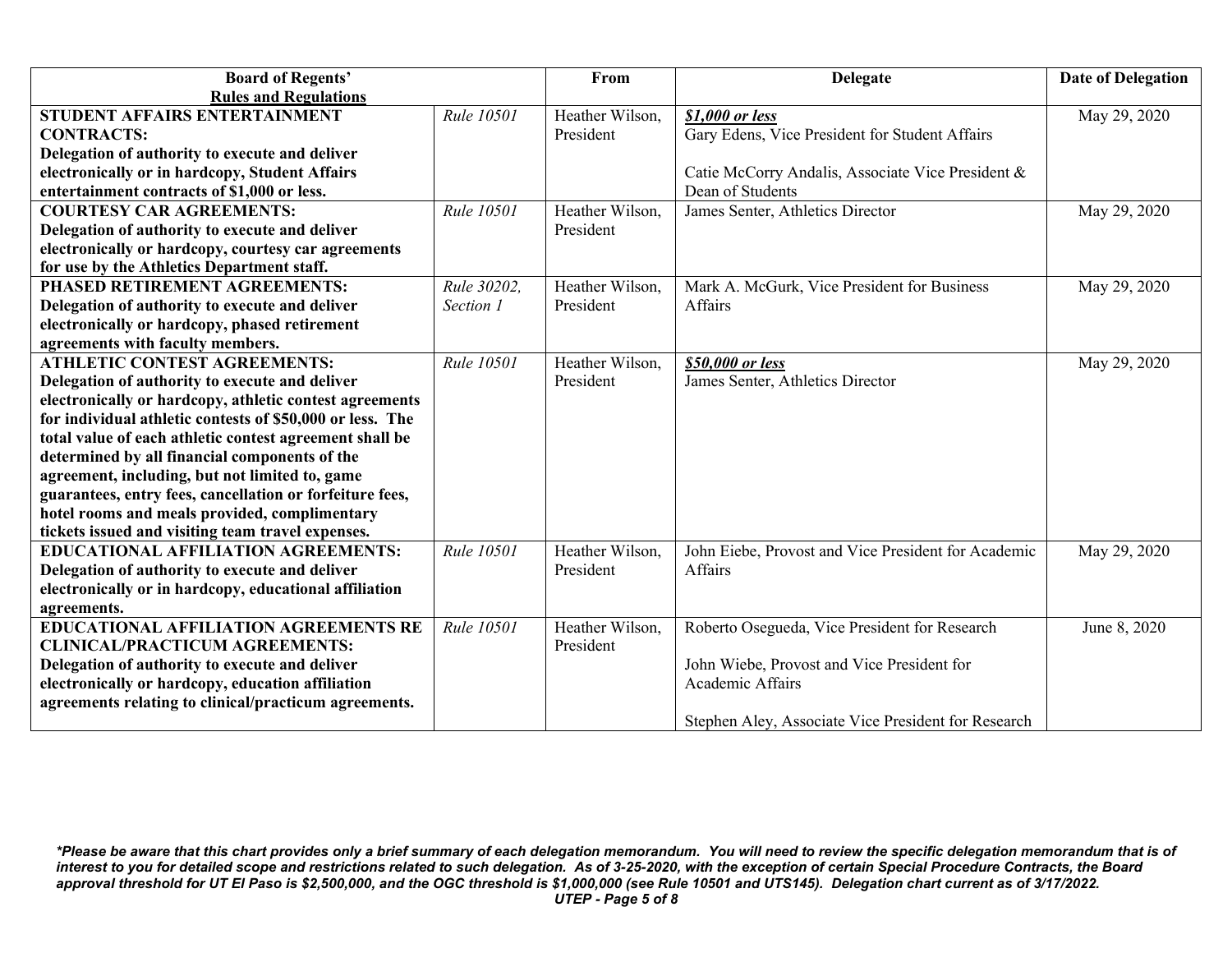| Board of Regents' Rules and Regulations | | From | Delegate | Date of Delegation |
|---|---|---|---|---|
| **STUDENT AFFAIRS ENTERTAINMENT CONTRACTS: Delegation of authority to execute and deliver electronically or in hardcopy, Student Affairs entertainment contracts of $1,000 or less.** | *Rule 10501* | Heather Wilson, President | ***$1,000 or less*** Gary Edens, Vice President for Student Affairs<br><br>Catie McCorry Andalis, Associate Vice President & Dean of Students | May 29, 2020 |
| **COURTESY CAR AGREEMENTS: Delegation of authority to execute and deliver electronically or hardcopy, courtesy car agreements for use by the Athletics Department staff.** | *Rule 10501* | Heather Wilson, President | James Senter, Athletics Director | May 29, 2020 |
| **PHASED RETIREMENT AGREEMENTS: Delegation of authority to execute and deliver electronically or hardcopy, phased retirement agreements with faculty members.** | *Rule 30202, Section 1* | Heather Wilson, President | Mark A. McGurk, Vice President for Business Affairs | May 29, 2020 |
| **ATHLETIC CONTEST AGREEMENTS: Delegation of authority to execute and deliver electronically or hardcopy, athletic contest agreements for individual athletic contests of $50,000 or less. The total value of each athletic contest agreement shall be determined by all financial components of the agreement, including, but not limited to, game guarantees, entry fees, cancellation or forfeiture fees, hotel rooms and meals provided, complimentary tickets issued and visiting team travel expenses.** | *Rule 10501* | Heather Wilson, President | ***$50,000 or less*** James Senter, Athletics Director | May 29, 2020 |
| **EDUCATIONAL AFFILIATION AGREEMENTS: Delegation of authority to execute and deliver electronically or in hardcopy, educational affiliation agreements.** | *Rule 10501* | Heather Wilson, President | John Eiebe, Provost and Vice President for Academic Affairs | May 29, 2020 |
| **EDUCATIONAL AFFILIATION AGREEMENTS RE CLINICAL/PRACTICUM AGREEMENTS: Delegation of authority to execute and deliver electronically or hardcopy, education affiliation agreements relating to clinical/practicum agreements.** | *Rule 10501* | Heather Wilson, President | Roberto Osegueda, Vice President for Research<br><br>John Wiebe, Provost and Vice President for Academic Affairs<br><br>Stephen Aley, Associate Vice President for Research | June 8, 2020 |

***Please be aware that this chart provides only a brief summary of each delegation memorandum. You will need to review the specific delegation memorandum that is of interest to you for detailed scope and restrictions related to such delegation. As of 3-25-2020, with the exception of certain Special Procedure Contracts, the Board approval threshold for UT El Paso is $2,500,000, and the OGC threshold is $1,000,000 (see Rule 10501 and UTS145). Delegation chart current as of 3/17/2022.***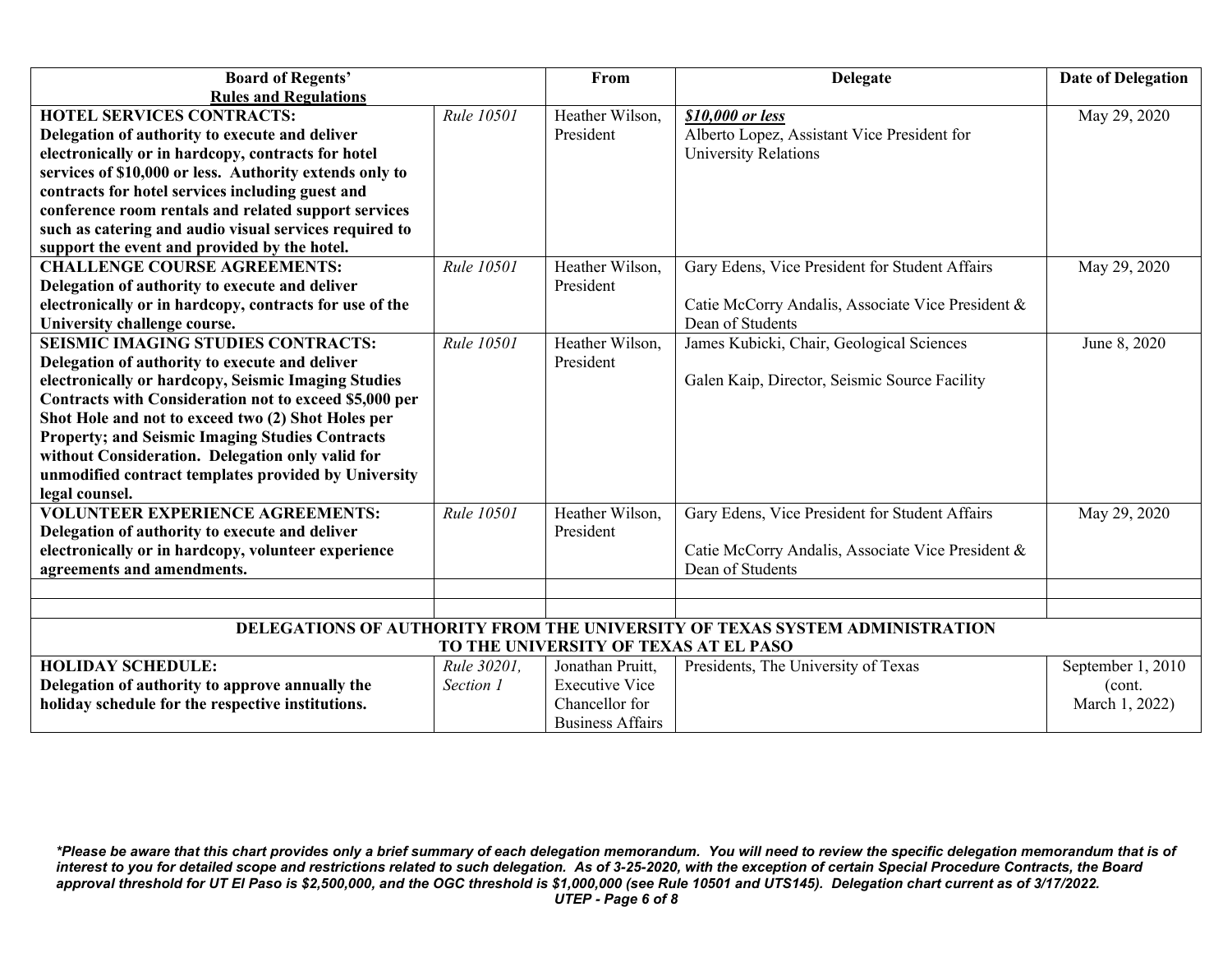| Board of Regents' Rules and Regulations | | From | Delegate | Date of Delegation |
|---|---|---|---|---|
| **HOTEL SERVICES CONTRACTS: Delegation of authority to execute and deliver electronically or in hardcopy, contracts for hotel services of $10,000 or less. Authority extends only to contracts for hotel services including guest and conference room rentals and related support services such as catering and audio visual services required to support the event and provided by the hotel.** | *Rule 10501* | Heather Wilson, President | ***$10,000 or less*** Alberto Lopez, Assistant Vice President for University Relations | May 29, 2020 |
| **CHALLENGE COURSE AGREEMENTS: Delegation of authority to execute and deliver electronically or in hardcopy, contracts for use of the University challenge course.** | *Rule 10501* | Heather Wilson, President | Gary Edens, Vice President for Student Affairs<br><br>Catie McCorry Andalis, Associate Vice President & Dean of Students | May 29, 2020 |
| **SEISMIC IMAGING STUDIES CONTRACTS: Delegation of authority to execute and deliver electronically or hardcopy, Seismic Imaging Studies Contracts with Consideration not to exceed $5,000 per Shot Hole and not to exceed two (2) Shot Holes per Property; and Seismic Imaging Studies Contracts without Consideration. Delegation only valid for unmodified contract templates provided by University legal counsel.** | *Rule 10501* | Heather Wilson, President | James Kubicki, Chair, Geological Sciences<br><br>Galen Kaip, Director, Seismic Source Facility | June 8, 2020 |
| **VOLUNTEER EXPERIENCE AGREEMENTS: Delegation of authority to execute and deliver electronically or in hardcopy, volunteer experience agreements and amendments.** | *Rule 10501* | Heather Wilson, President | Gary Edens, Vice President for Student Affairs<br><br>Catie McCorry Andalis, Associate Vice President & Dean of Students | May 29, 2020 |
| | | | | |
| | | | | |
| **DELEGATIONS OF AUTHORITY FROM THE UNIVERSITY OF TEXAS SYSTEM ADMINISTRATION TO THE UNIVERSITY OF TEXAS AT EL PASO** | | | | |
| **HOLIDAY SCHEDULE: Delegation of authority to approve annually the holiday schedule for the respective institutions.** | *Rule 30201, Section 1* | Jonathan Pruitt, Executive Vice Chancellor for Business Affairs | Presidents, The University of Texas | September 1, 2010 (cont. March 1, 2022) |

***Please be aware that this chart provides only a brief summary of each delegation memorandum. You will need to review the specific delegation memorandum that is of interest to you for detailed scope and restrictions related to such delegation. As of 3-25-2020, with the exception of certain Special Procedure Contracts, the Board approval threshold for UT El Paso is $2,500,000, and the OGC threshold is $1,000,000 (see Rule 10501 and UTS145). Delegation chart current as of 3/17/2022.***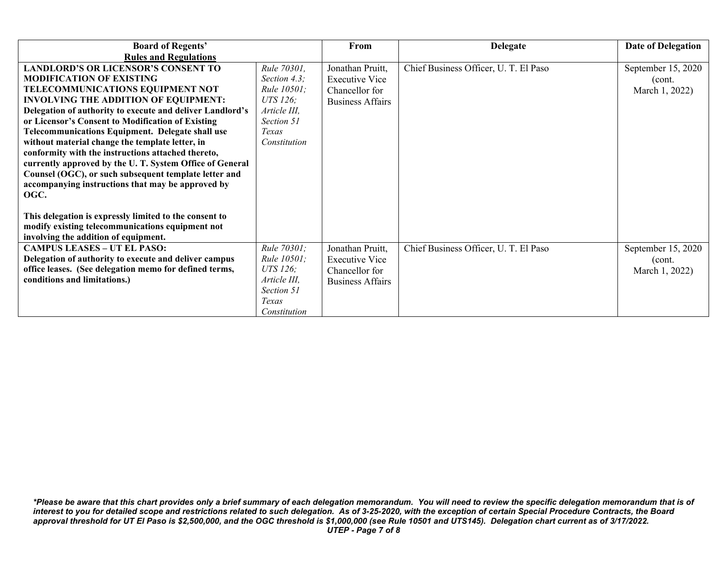| Board of Regents' Rules and Regulations | | From | Delegate | Date of Delegation |
|---|---|---|---|---|
| **LANDLORD'S OR LICENSOR'S CONSENT TO MODIFICATION OF EXISTING TELECOMMUNICATIONS EQUIPMENT NOT INVOLVING THE ADDITION OF EQUIPMENT: Delegation of authority to execute and deliver Landlord's or Licensor's Consent to Modification of Existing Telecommunications Equipment. Delegate shall use without material change the template letter, in conformity with the instructions attached thereto, currently approved by the U. T. System Office of General Counsel (OGC), or such subsequent template letter and accompanying instructions that may be approved by OGC.**<br><br>**This delegation is expressly limited to the consent to modify existing telecommunications equipment not involving the addition of equipment.** | *Rule 70301, Section 4.3; Rule 10501; UTS 126; Article III, Section 51 Texas Constitution* | Jonathan Pruitt, Executive Vice Chancellor for Business Affairs | Chief Business Officer, U. T. El Paso | September 15, 2020 (cont. March 1, 2022) |
| **CAMPUS LEASES – UT EL PASO: Delegation of authority to execute and deliver campus office leases. (See delegation memo for defined terms, conditions and limitations.)** | *Rule 70301; Rule 10501; UTS 126; Article III, Section 51 Texas Constitution* | Jonathan Pruitt, Executive Vice Chancellor for Business Affairs | Chief Business Officer, U. T. El Paso | September 15, 2020 (cont. March 1, 2022) |

***Please be aware that this chart provides only a brief summary of each delegation memorandum. You will need to review the specific delegation memorandum that is of interest to you for detailed scope and restrictions related to such delegation. As of 3-25-2020, with the exception of certain Special Procedure Contracts, the Board approval threshold for UT El Paso is $2,500,000, and the OGC threshold is $1,000,000 (see Rule 10501 and UTS145). Delegation chart current as of 3/17/2022.***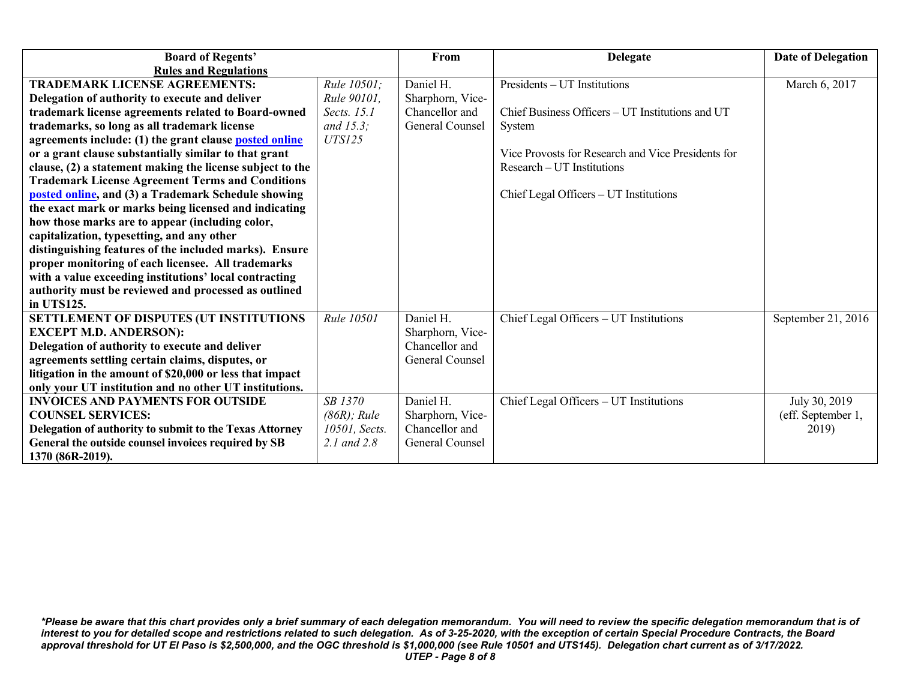| Board of Regents' Rules and Regulations | | From | Delegate | Date of Delegation |
|---|---|---|---|---|
| **TRADEMARK LICENSE AGREEMENTS: Delegation of authority to execute and deliver trademark license agreements related to Board-owned trademarks, so long as all trademark license agreements include: (1) the grant clause posted online or a grant clause substantially similar to that grant clause, (2) a statement making the license subject to the Trademark License Agreement Terms and Conditions posted online, and (3) a Trademark Schedule showing the exact mark or marks being licensed and indicating how those marks are to appear (including color, capitalization, typesetting, and any other distinguishing features of the included marks). Ensure proper monitoring of each licensee. All trademarks with a value exceeding institutions' local contracting authority must be reviewed and processed as outlined in UTS125.** | *Rule 10501; Rule 90101, Sects. 15.1 and 15.3; UTS125* | Daniel H. Sharphorn, Vice-Chancellor and General Counsel | Presidents – UT Institutions<br><br>Chief Business Officers – UT Institutions and UT System<br><br>Vice Provosts for Research and Vice Presidents for Research – UT Institutions<br><br>Chief Legal Officers – UT Institutions | March 6, 2017 |
| **SETTLEMENT OF DISPUTES (UT INSTITUTIONS EXCEPT M.D. ANDERSON): Delegation of authority to execute and deliver agreements settling certain claims, disputes, or litigation in the amount of $20,000 or less that impact only your UT institution and no other UT institutions.** | *Rule 10501* | Daniel H. Sharphorn, Vice-Chancellor and General Counsel | Chief Legal Officers – UT Institutions | September 21, 2016 |
| **INVOICES AND PAYMENTS FOR OUTSIDE COUNSEL SERVICES: Delegation of authority to submit to the Texas Attorney General the outside counsel invoices required by SB 1370 (86R-2019).** | *SB 1370 (86R); Rule 10501, Sects. 2.1 and 2.8* | Daniel H. Sharphorn, Vice-Chancellor and General Counsel | Chief Legal Officers – UT Institutions | July 30, 2019 (eff. September 1, 2019) |

*\*Please be aware that this chart provides only a brief summary of each delegation memorandum. You will need to review the specific delegation memorandum that is of interest to you for detailed scope and restrictions related to such delegation. As of 3-25-2020, with the exception of certain Special Procedure Contracts, the Board approval threshold for UT El Paso is $2,500,000, and the OGC threshold is $1,000,000 (see Rule 10501 and UTS145). Delegation chart current as of 3/17/2022.*